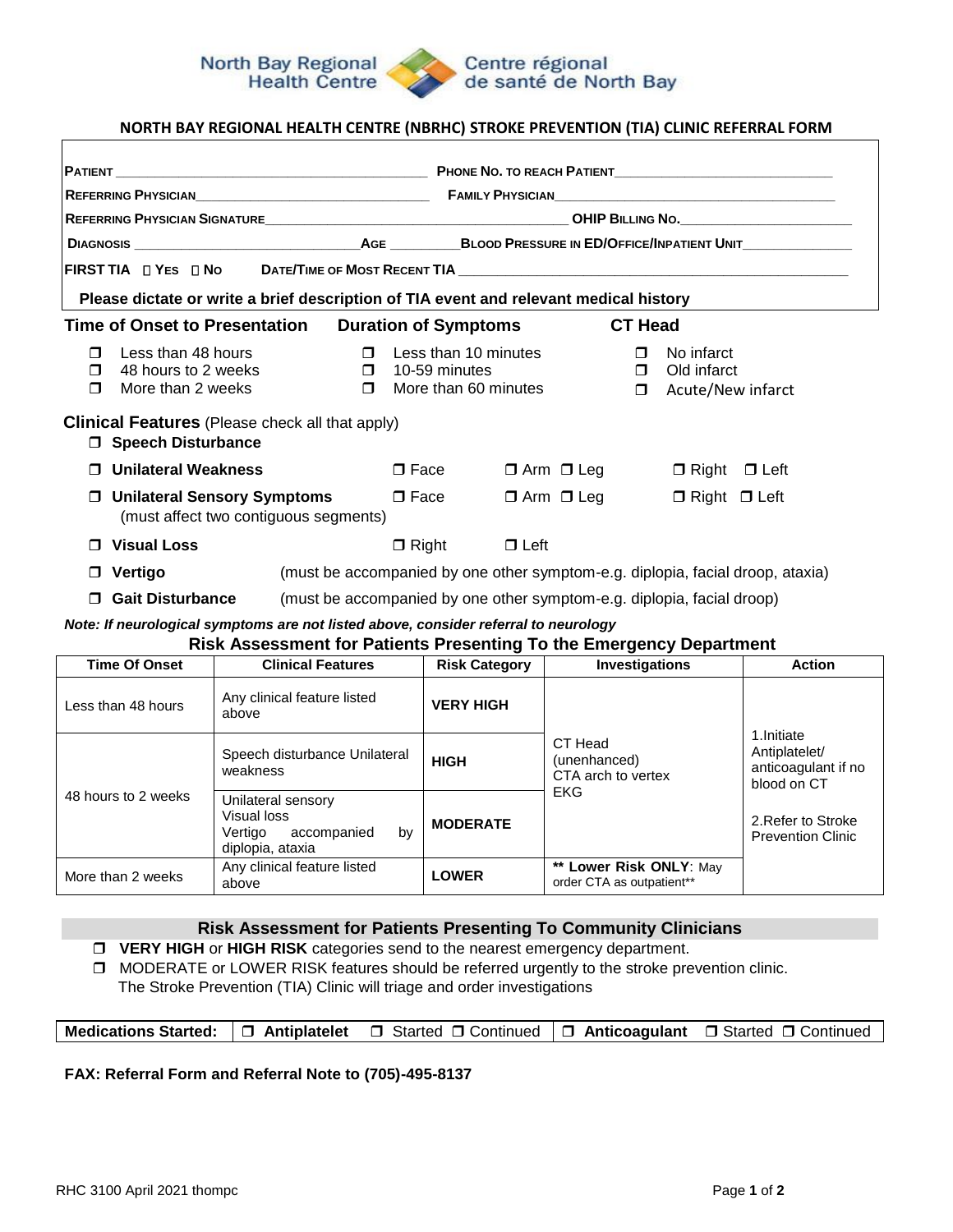North Bay Regional Health Centre — Centre régional de santé de North Bay

## NORTH BAY REGIONAL HEALTH CENTRE (NBRHC) STROKE PREVENTION (TIA) CLINIC REFERRAL FORM

**PATIENT** ________________________________ **PHONE NO. TO REACH PATIENT** ________________________

**REFERRING PHYSICIAN** ________________________ **FAMILY PHYSICIAN** ________________________________

**REFERRING PHYSICIAN SIGNATURE** ________________________________ **OHIP BILLING NO.** __________________

**DIAGNOSIS** ________________________ **AGE** ________ **BLOOD PRESSURE IN ED/OFFICE/INPATIENT UNIT** ____________

**FIRST TIA** ☐ **YES** ☐ **NO** **DATE/TIME OF MOST RECENT TIA** ________________________________________

**Please dictate or write a brief description of TIA event and relevant medical history**

| **Time of Onset to Presentation** | **Duration of Symptoms** | **CT Head** |
|---|---|---|
| ☐ Less than 48 hours | ☐ Less than 10 minutes | ☐ No infarct |
| ☐ 48 hours to 2 weeks | ☐ 10-59 minutes | ☐ Old infarct |
| ☐ More than 2 weeks | ☐ More than 60 minutes | ☐ Acute/New infarct |

**Clinical Features** (Please check all that apply)

- ☐ **Speech Disturbance**
- ☐ **Unilateral Weakness** ☐ Face ☐ Arm ☐ Leg ☐ Right ☐ Left
- ☐ **Unilateral Sensory Symptoms** (must affect two contiguous segments) ☐ Face ☐ Arm ☐ Leg ☐ Right ☐ Left
- ☐ **Visual Loss** ☐ Right ☐ Left
- ☐ **Vertigo** (must be accompanied by one other symptom-e.g. diplopia, facial droop, ataxia)
- ☐ **Gait Disturbance** (must be accompanied by one other symptom-e.g. diplopia, facial droop)

***Note: If neurological symptoms are not listed above, consider referral to neurology***

### Risk Assessment for Patients Presenting To the Emergency Department

| Time Of Onset | Clinical Features | Risk Category | Investigations | Action |
|---|---|---|---|---|
| Less than 48 hours | Any clinical feature listed above | **VERY HIGH** | CT Head (unenhanced)<br>CTA arch to vertex<br>EKG | 1.Initiate Antiplatelet/ anticoagulant if no blood on CT<br><br>2.Refer to Stroke Prevention Clinic |
| 48 hours to 2 weeks | Speech disturbance Unilateral weakness | **HIGH** | | |
| | Unilateral sensory<br>Visual loss<br>Vertigo accompanied by diplopia, ataxia | **MODERATE** | | |
| More than 2 weeks | Any clinical feature listed above | **LOWER** | **\*\* Lower Risk ONLY**: May order CTA as outpatient\*\* | |

### Risk Assessment for Patients Presenting To Community Clinicians

- ☐ **VERY HIGH** or **HIGH RISK** categories send to the nearest emergency department.
- ☐ MODERATE or LOWER RISK features should be referred urgently to the stroke prevention clinic. The Stroke Prevention (TIA) Clinic will triage and order investigations

| **Medications Started:** | ☐ **Antiplatelet** ☐ Started ☐ Continued | ☐ **Anticoagulant** ☐ Started ☐ Continued |
|---|---|---|

**FAX: Referral Form and Referral Note to (705)-495-8137**

RHC 3100 April 2021 thompc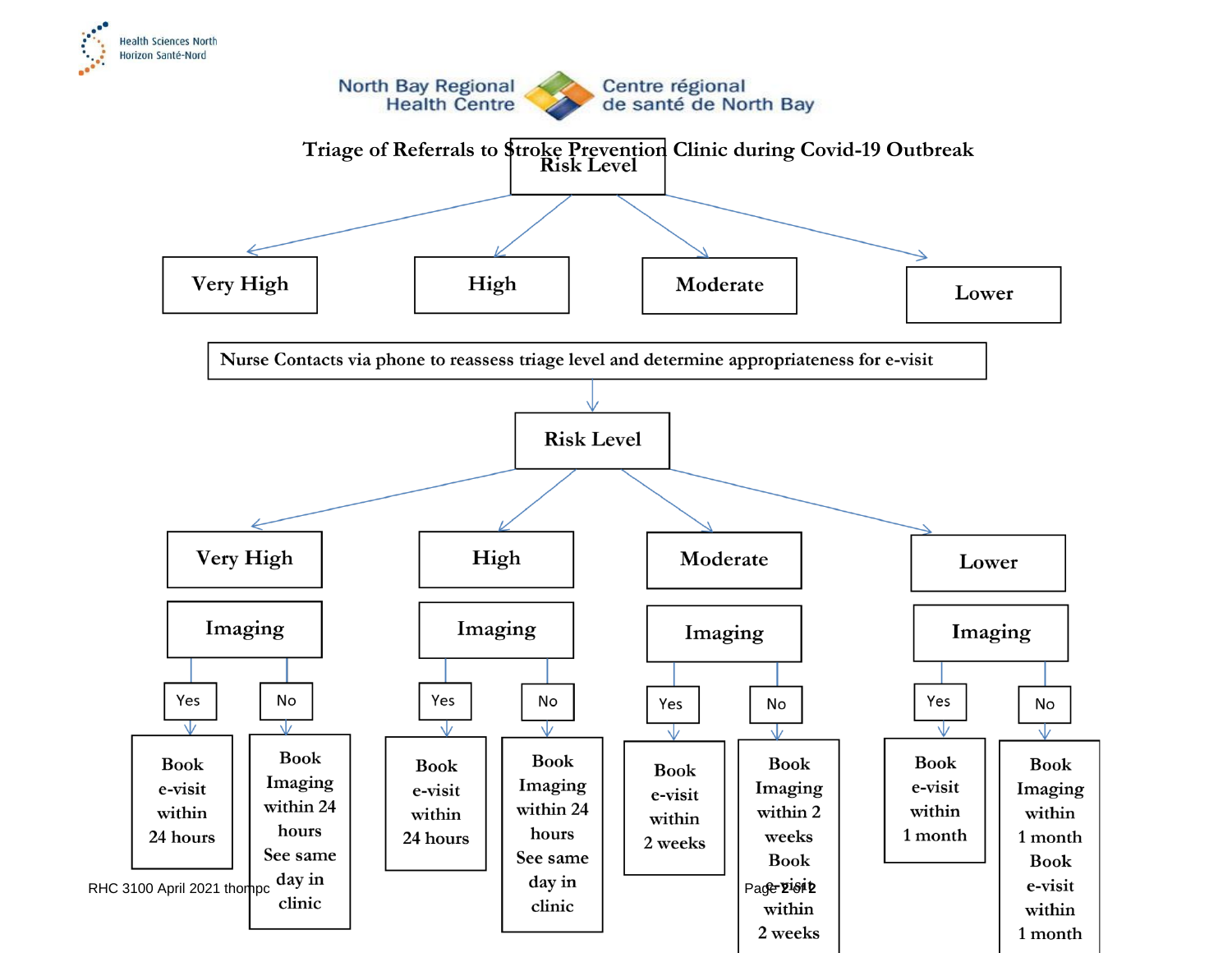Health Sciences North
Horizon Santé-Nord

North Bay Regional Health Centre
Centre régional de santé de North Bay

# Triage of Referrals to Stroke Prevention Clinic during Covid-19 Outbreak

Risk Level

Very High

High

Moderate

Lower

Nurse Contacts via phone to reassess triage level and determine appropriateness for e-visit

Risk Level

Very High

Imaging

Yes

Book e-visit within 24 hours

No

Book Imaging within 24 hours See same day in clinic

High

Imaging

Yes

Book e-visit within 24 hours

No

Book Imaging within 24 hours See same day in clinic

Moderate

Imaging

Yes

Book e-visit within 2 weeks

No

Book Imaging within 2 weeks Book e-visit within 2 weeks

Lower

Imaging

Yes

Book e-visit within 1 month

No

Book Imaging within 1 month Book e-visit within 1 month

RHC 3100 April 2021 thompc